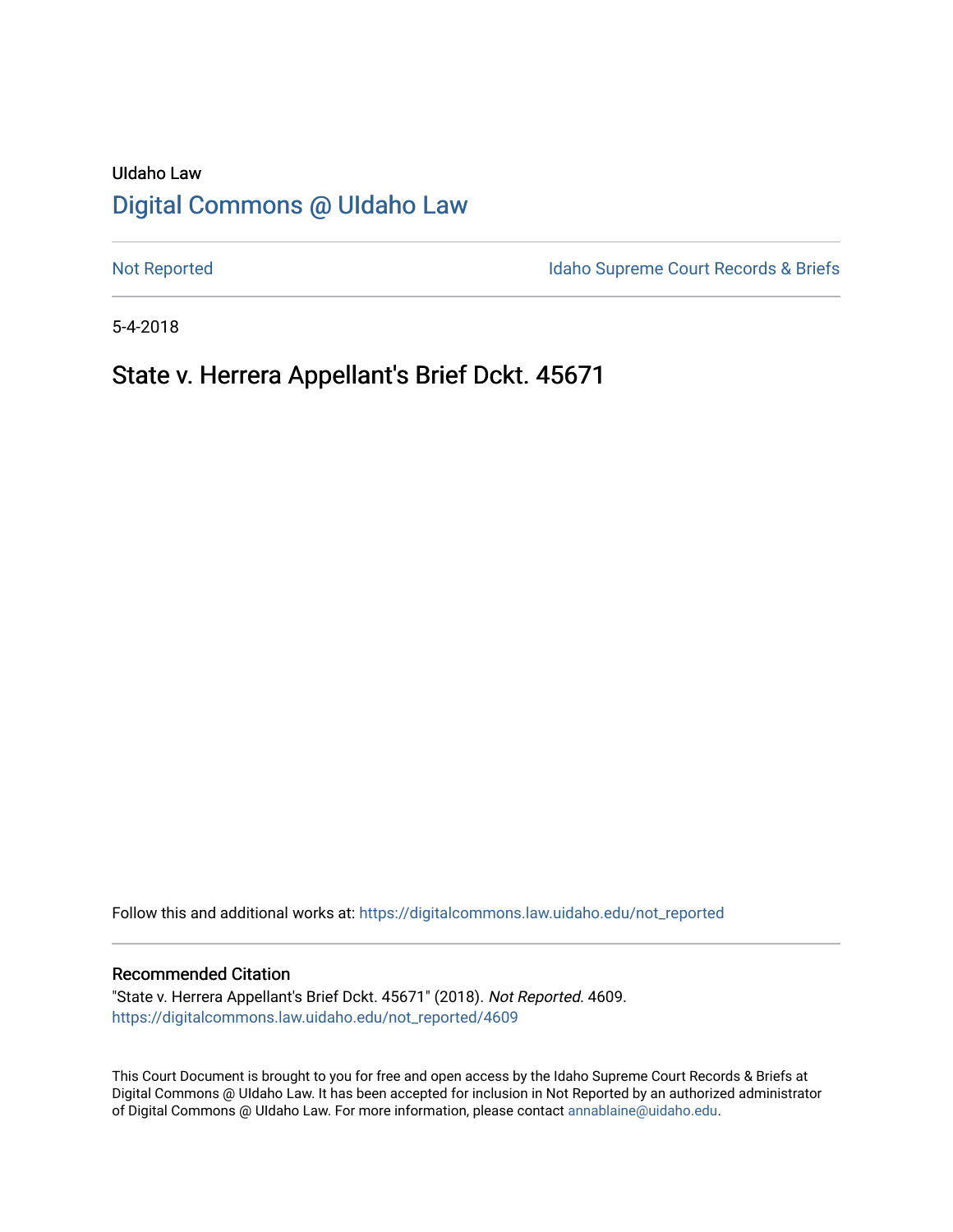UIdaho Law

# Digital Commons @ UIdaho Law

Not Reported

Idaho Supreme Court Records & Briefs

5-4-2018

## State v. Herrera Appellant's Brief Dckt. 45671

Follow this and additional works at: https://digitalcommons.law.uidaho.edu/not_reported

### Recommended Citation

"State v. Herrera Appellant's Brief Dckt. 45671" (2018). *Not Reported*. 4609.
https://digitalcommons.law.uidaho.edu/not_reported/4609

This Court Document is brought to you for free and open access by the Idaho Supreme Court Records & Briefs at Digital Commons @ UIdaho Law. It has been accepted for inclusion in Not Reported by an authorized administrator of Digital Commons @ UIdaho Law. For more information, please contact annablaine@uidaho.edu.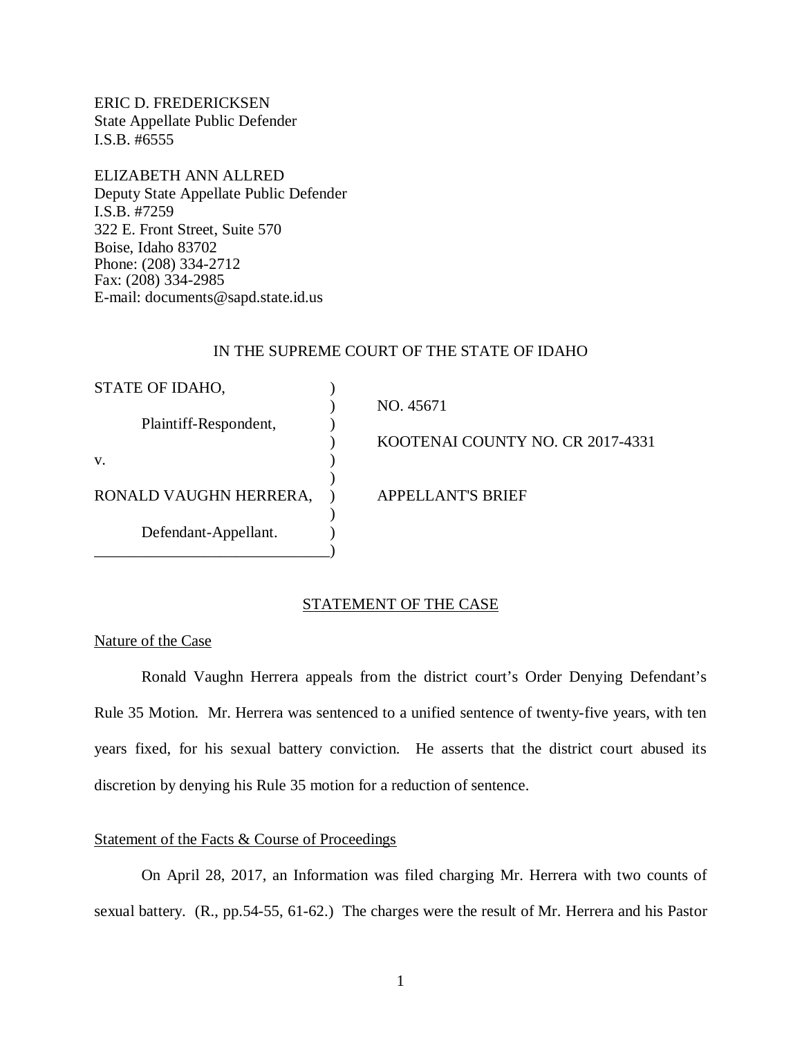ERIC D. FREDERICKSEN
State Appellate Public Defender
I.S.B. #6555

ELIZABETH ANN ALLRED
Deputy State Appellate Public Defender
I.S.B. #7259
322 E. Front Street, Suite 570
Boise, Idaho 83702
Phone: (208) 334-2712
Fax: (208) 334-2985
E-mail: documents@sapd.state.id.us

IN THE SUPREME COURT OF THE STATE OF IDAHO

| | |
|---|---|
| STATE OF IDAHO, Plaintiff-Respondent, | NO. 45671 |
| v. | KOOTENAI COUNTY NO. CR 2017-4331 |
| RONALD VAUGHN HERRERA, Defendant-Appellant. | APPELLANT'S BRIEF |

## STATEMENT OF THE CASE

### Nature of the Case

Ronald Vaughn Herrera appeals from the district court's Order Denying Defendant's Rule 35 Motion. Mr. Herrera was sentenced to a unified sentence of twenty-five years, with ten years fixed, for his sexual battery conviction. He asserts that the district court abused its discretion by denying his Rule 35 motion for a reduction of sentence.

### Statement of the Facts & Course of Proceedings

On April 28, 2017, an Information was filed charging Mr. Herrera with two counts of sexual battery. (R., pp.54-55, 61-62.) The charges were the result of Mr. Herrera and his Pastor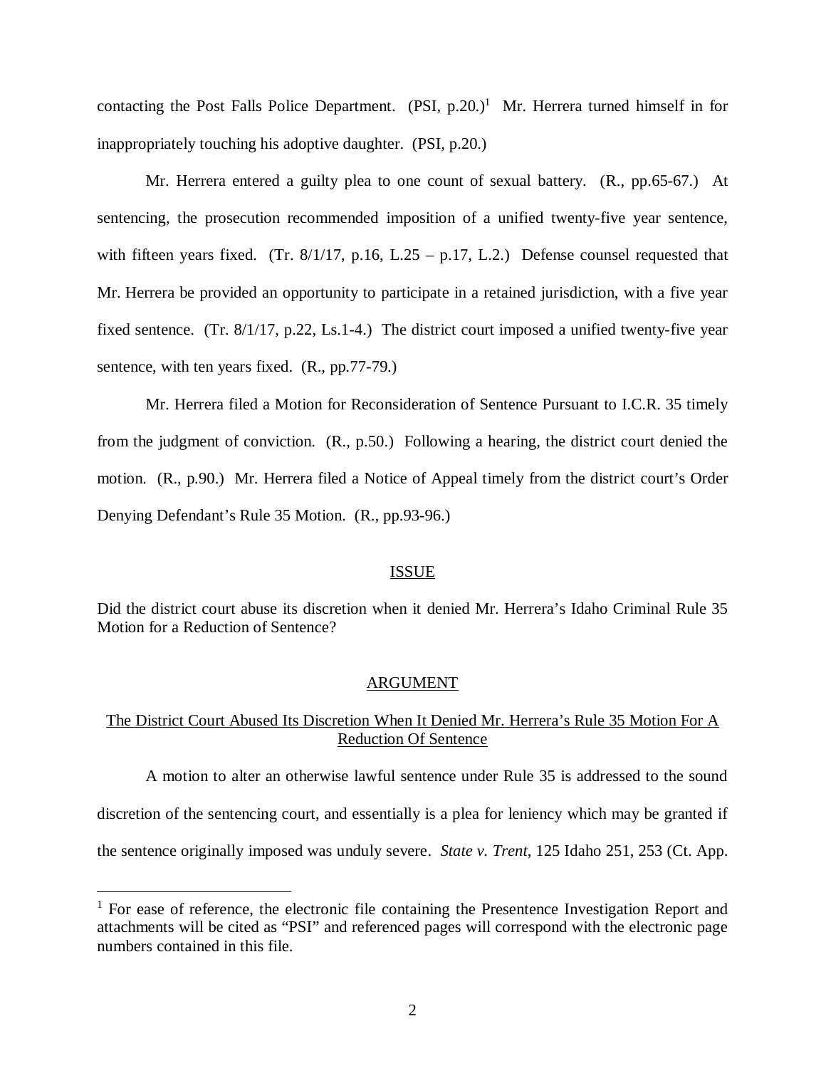contacting the Post Falls Police Department. (PSI, p.20.)[1] Mr. Herrera turned himself in for inappropriately touching his adoptive daughter. (PSI, p.20.)

Mr. Herrera entered a guilty plea to one count of sexual battery. (R., pp.65-67.) At sentencing, the prosecution recommended imposition of a unified twenty-five year sentence, with fifteen years fixed. (Tr. 8/1/17, p.16, L.25 – p.17, L.2.) Defense counsel requested that Mr. Herrera be provided an opportunity to participate in a retained jurisdiction, with a five year fixed sentence. (Tr. 8/1/17, p.22, Ls.1-4.) The district court imposed a unified twenty-five year sentence, with ten years fixed. (R., pp.77-79.)

Mr. Herrera filed a Motion for Reconsideration of Sentence Pursuant to I.C.R. 35 timely from the judgment of conviction. (R., p.50.) Following a hearing, the district court denied the motion. (R., p.90.) Mr. Herrera filed a Notice of Appeal timely from the district court's Order Denying Defendant's Rule 35 Motion. (R., pp.93-96.)

## ISSUE

Did the district court abuse its discretion when it denied Mr. Herrera's Idaho Criminal Rule 35 Motion for a Reduction of Sentence?

## ARGUMENT

### The District Court Abused Its Discretion When It Denied Mr. Herrera's Rule 35 Motion For A Reduction Of Sentence

A motion to alter an otherwise lawful sentence under Rule 35 is addressed to the sound discretion of the sentencing court, and essentially is a plea for leniency which may be granted if the sentence originally imposed was unduly severe. *State v. Trent*, 125 Idaho 251, 253 (Ct. App.

---

[1] For ease of reference, the electronic file containing the Presentence Investigation Report and attachments will be cited as "PSI" and referenced pages will correspond with the electronic page numbers contained in this file.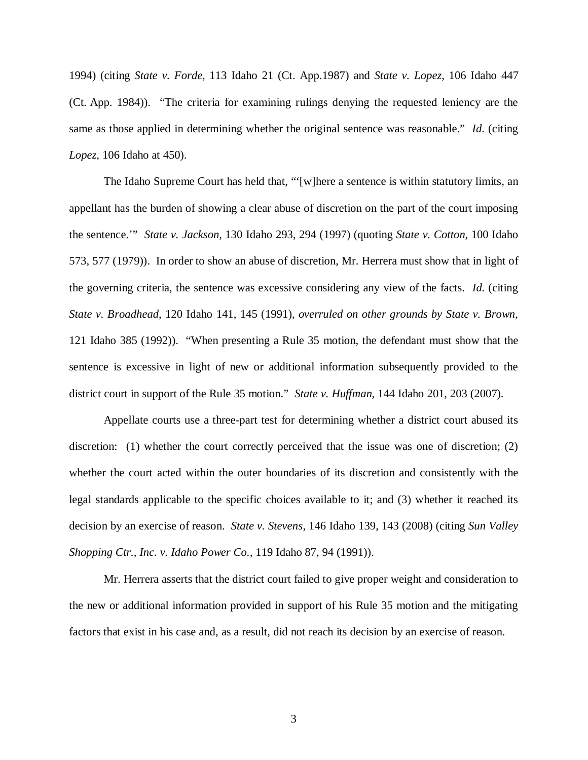1994) (citing *State v. Forde*, 113 Idaho 21 (Ct. App.1987) and *State v. Lopez*, 106 Idaho 447 (Ct. App. 1984)). "The criteria for examining rulings denying the requested leniency are the same as those applied in determining whether the original sentence was reasonable." *Id*. (citing *Lopez*, 106 Idaho at 450).

The Idaho Supreme Court has held that, "'[w]here a sentence is within statutory limits, an appellant has the burden of showing a clear abuse of discretion on the part of the court imposing the sentence.'" *State v. Jackson*, 130 Idaho 293, 294 (1997) (quoting *State v. Cotton*, 100 Idaho 573, 577 (1979)). In order to show an abuse of discretion, Mr. Herrera must show that in light of the governing criteria, the sentence was excessive considering any view of the facts. *Id.* (citing *State v. Broadhead*, 120 Idaho 141, 145 (1991), *overruled on other grounds by State v. Brown*, 121 Idaho 385 (1992)). "When presenting a Rule 35 motion, the defendant must show that the sentence is excessive in light of new or additional information subsequently provided to the district court in support of the Rule 35 motion." *State v. Huffman*, 144 Idaho 201, 203 (2007).

Appellate courts use a three-part test for determining whether a district court abused its discretion: (1) whether the court correctly perceived that the issue was one of discretion; (2) whether the court acted within the outer boundaries of its discretion and consistently with the legal standards applicable to the specific choices available to it; and (3) whether it reached its decision by an exercise of reason. *State v. Stevens*, 146 Idaho 139, 143 (2008) (citing *Sun Valley Shopping Ctr., Inc. v. Idaho Power Co.*, 119 Idaho 87, 94 (1991)).

Mr. Herrera asserts that the district court failed to give proper weight and consideration to the new or additional information provided in support of his Rule 35 motion and the mitigating factors that exist in his case and, as a result, did not reach its decision by an exercise of reason.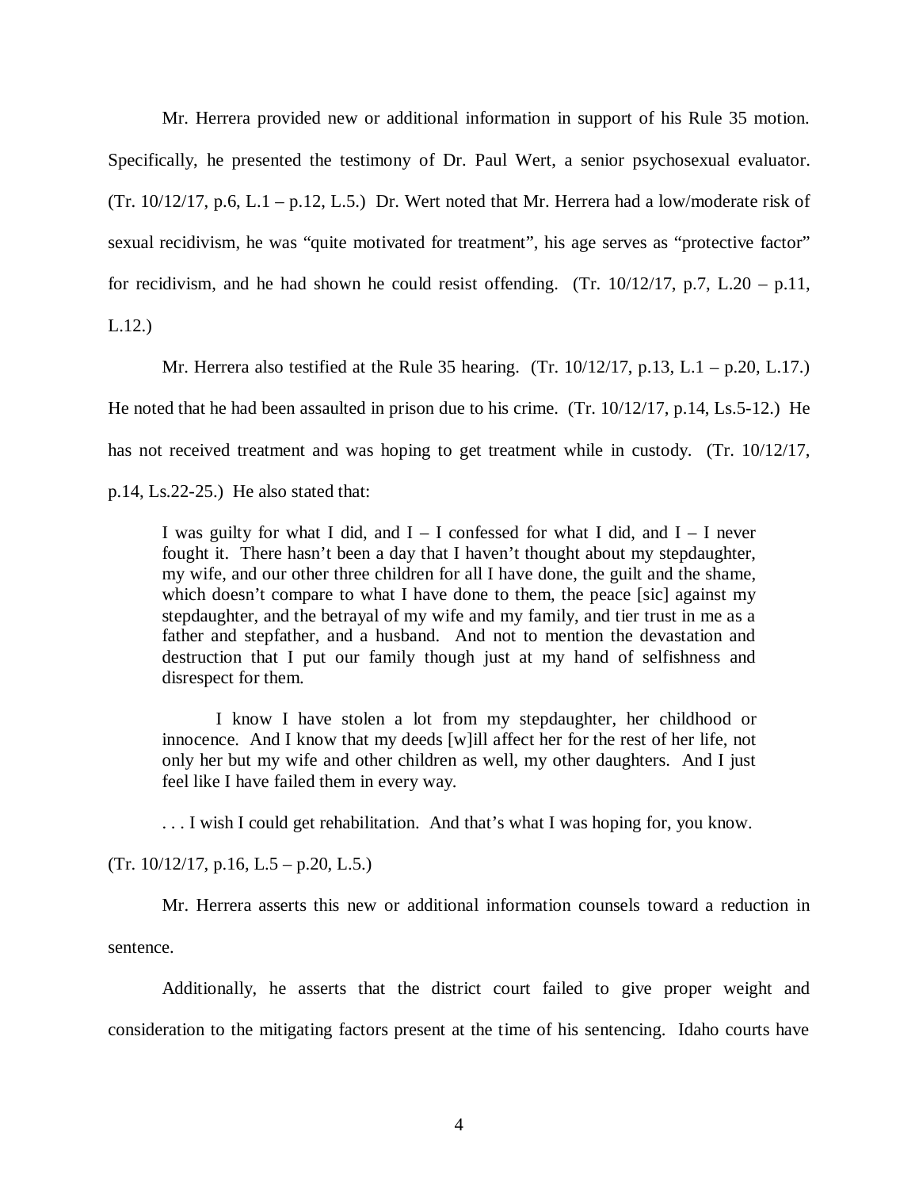Mr. Herrera provided new or additional information in support of his Rule 35 motion. Specifically, he presented the testimony of Dr. Paul Wert, a senior psychosexual evaluator. (Tr. 10/12/17, p.6, L.1 – p.12, L.5.) Dr. Wert noted that Mr. Herrera had a low/moderate risk of sexual recidivism, he was "quite motivated for treatment", his age serves as "protective factor" for recidivism, and he had shown he could resist offending. (Tr. 10/12/17, p.7, L.20 – p.11, L.12.)

Mr. Herrera also testified at the Rule 35 hearing. (Tr. 10/12/17, p.13, L.1 – p.20, L.17.) He noted that he had been assaulted in prison due to his crime. (Tr. 10/12/17, p.14, Ls.5-12.) He has not received treatment and was hoping to get treatment while in custody. (Tr. 10/12/17, p.14, Ls.22-25.) He also stated that:

> I was guilty for what I did, and I – I confessed for what I did, and I – I never fought it. There hasn't been a day that I haven't thought about my stepdaughter, my wife, and our other three children for all I have done, the guilt and the shame, which doesn't compare to what I have done to them, the peace [sic] against my stepdaughter, and the betrayal of my wife and my family, and tier trust in me as a father and stepfather, and a husband. And not to mention the devastation and destruction that I put our family though just at my hand of selfishness and disrespect for them.
>
> I know I have stolen a lot from my stepdaughter, her childhood or innocence. And I know that my deeds [w]ill affect her for the rest of her life, not only her but my wife and other children as well, my other daughters. And I just feel like I have failed them in every way.
>
> . . . I wish I could get rehabilitation. And that's what I was hoping for, you know.

(Tr. 10/12/17, p.16, L.5 – p.20, L.5.)

Mr. Herrera asserts this new or additional information counsels toward a reduction in sentence.

Additionally, he asserts that the district court failed to give proper weight and consideration to the mitigating factors present at the time of his sentencing. Idaho courts have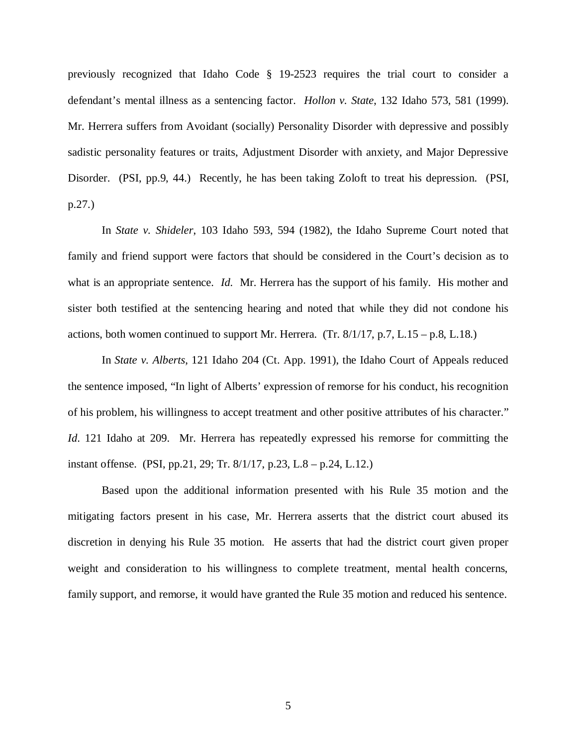previously recognized that Idaho Code § 19-2523 requires the trial court to consider a defendant's mental illness as a sentencing factor. *Hollon v. State*, 132 Idaho 573, 581 (1999). Mr. Herrera suffers from Avoidant (socially) Personality Disorder with depressive and possibly sadistic personality features or traits, Adjustment Disorder with anxiety, and Major Depressive Disorder. (PSI, pp.9, 44.) Recently, he has been taking Zoloft to treat his depression. (PSI, p.27.)

In *State v. Shideler*, 103 Idaho 593, 594 (1982), the Idaho Supreme Court noted that family and friend support were factors that should be considered in the Court's decision as to what is an appropriate sentence. *Id.* Mr. Herrera has the support of his family. His mother and sister both testified at the sentencing hearing and noted that while they did not condone his actions, both women continued to support Mr. Herrera. (Tr. 8/1/17, p.7, L.15 – p.8, L.18.)

In *State v. Alberts*, 121 Idaho 204 (Ct. App. 1991), the Idaho Court of Appeals reduced the sentence imposed, "In light of Alberts' expression of remorse for his conduct, his recognition of his problem, his willingness to accept treatment and other positive attributes of his character." *Id*. 121 Idaho at 209. Mr. Herrera has repeatedly expressed his remorse for committing the instant offense. (PSI, pp.21, 29; Tr. 8/1/17, p.23, L.8 – p.24, L.12.)

Based upon the additional information presented with his Rule 35 motion and the mitigating factors present in his case, Mr. Herrera asserts that the district court abused its discretion in denying his Rule 35 motion. He asserts that had the district court given proper weight and consideration to his willingness to complete treatment, mental health concerns, family support, and remorse, it would have granted the Rule 35 motion and reduced his sentence.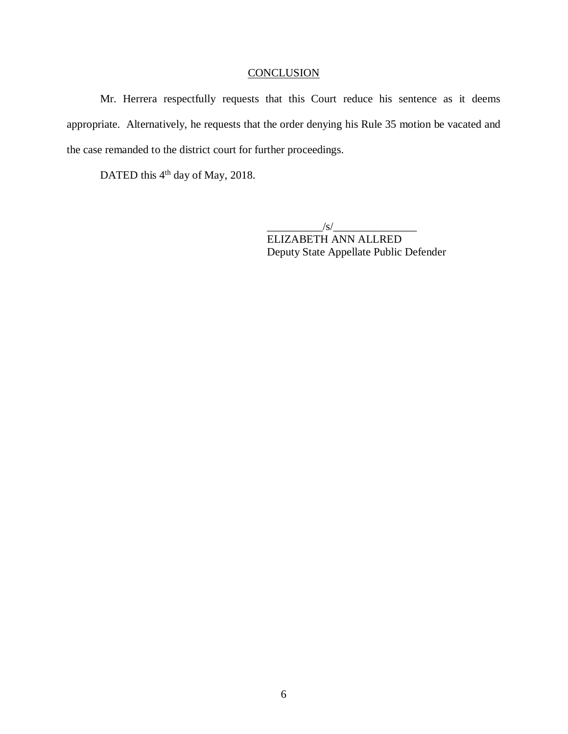## CONCLUSION

Mr. Herrera respectfully requests that this Court reduce his sentence as it deems appropriate. Alternatively, he requests that the order denying his Rule 35 motion be vacated and the case remanded to the district court for further proceedings.

DATED this 4th day of May, 2018.

__________/s/_______________
ELIZABETH ANN ALLRED
Deputy State Appellate Public Defender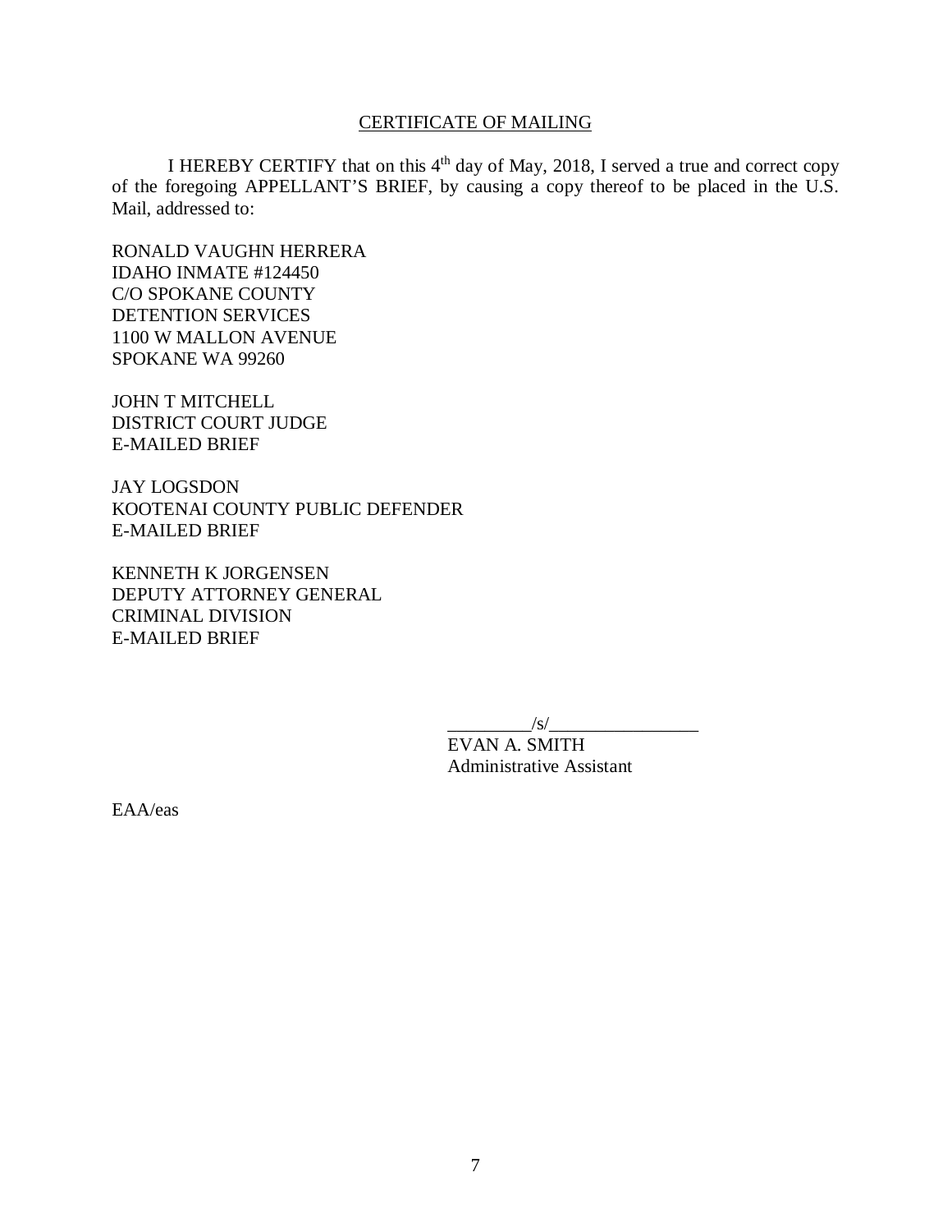## CERTIFICATE OF MAILING

I HEREBY CERTIFY that on this 4th day of May, 2018, I served a true and correct copy of the foregoing APPELLANT'S BRIEF, by causing a copy thereof to be placed in the U.S. Mail, addressed to:

RONALD VAUGHN HERRERA
IDAHO INMATE #124450
C/O SPOKANE COUNTY
DETENTION SERVICES
1100 W MALLON AVENUE
SPOKANE WA 99260

JOHN T MITCHELL
DISTRICT COURT JUDGE
E-MAILED BRIEF

JAY LOGSDON
KOOTENAI COUNTY PUBLIC DEFENDER
E-MAILED BRIEF

KENNETH K JORGENSEN
DEPUTY ATTORNEY GENERAL
CRIMINAL DIVISION
E-MAILED BRIEF

_________/s/________________
EVAN A. SMITH
Administrative Assistant

EAA/eas